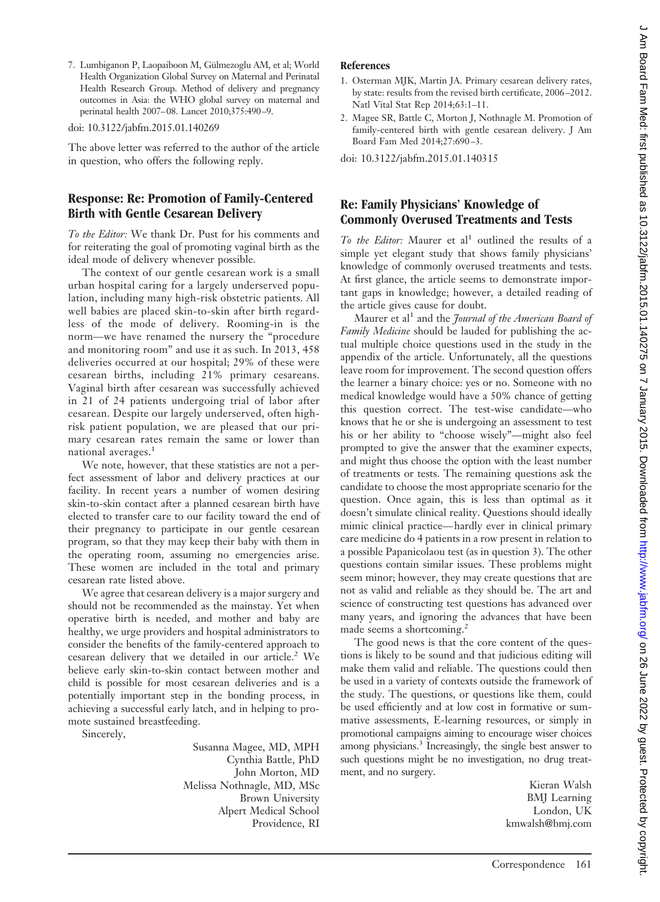7. Lumbiganon P, Laopaiboon M, Gülmezoglu AM, et al; World Health Organization Global Survey on Maternal and Perinatal Health Research Group. Method of delivery and pregnancy outcomes in Asia: the WHO global survey on maternal and perinatal health 2007–08. Lancet 2010;375:490–9.

doi: 10.3122/jabfm.2015.01.140269

The above letter was referred to the author of the article in question, who offers the following reply.

## Response: Re: Promotion of Family-Centered Birth with Gentle Cesarean Delivery

*To the Editor:* We thank Dr. Pust for his comments and for reiterating the goal of promoting vaginal birth as the ideal mode of delivery whenever possible.

The context of our gentle cesarean work is a small urban hospital caring for a largely underserved population, including many high-risk obstetric patients. All well babies are placed skin-to-skin after birth regardless of the mode of delivery. Rooming-in is the norm—we have renamed the nursery the "procedure and monitoring room" and use it as such. In 2013, 458 deliveries occurred at our hospital; 29% of these were cesarean births, including 21% primary cesareans. Vaginal birth after cesarean was successfully achieved in 21 of 24 patients undergoing trial of labor after cesarean. Despite our largely underserved, often high-risk patient population, we are pleased that our primary cesarean rates remain the same or lower than national averages.[1]

We note, however, that these statistics are not a perfect assessment of labor and delivery practices at our facility. In recent years a number of women desiring skin-to-skin contact after a planned cesarean birth have elected to transfer care to our facility toward the end of their pregnancy to participate in our gentle cesarean program, so that they may keep their baby with them in the operating room, assuming no emergencies arise. These women are included in the total and primary cesarean rate listed above.

We agree that cesarean delivery is a major surgery and should not be recommended as the mainstay. Yet when operative birth is needed, and mother and baby are healthy, we urge providers and hospital administrators to consider the benefits of the family-centered approach to cesarean delivery that we detailed in our article.[2] We believe early skin-to-skin contact between mother and child is possible for most cesarean deliveries and is a potentially important step in the bonding process, in achieving a successful early latch, and in helping to promote sustained breastfeeding.

Sincerely,

Susanna Magee, MD, MPH
Cynthia Battle, PhD
John Morton, MD
Melissa Nothnagle, MD, MSc
Brown University
Alpert Medical School
Providence, RI

### References

1. Osterman MJK, Martin JA. Primary cesarean delivery rates, by state: results from the revised birth certificate, 2006–2012. Natl Vital Stat Rep 2014;63:1–11.
2. Magee SR, Battle C, Morton J, Nothnagle M. Promotion of family-centered birth with gentle cesarean delivery. J Am Board Fam Med 2014;27:690–3.

doi: 10.3122/jabfm.2015.01.140315

## Re: Family Physicians' Knowledge of Commonly Overused Treatments and Tests

*To the Editor:* Maurer et al[1] outlined the results of a simple yet elegant study that shows family physicians' knowledge of commonly overused treatments and tests. At first glance, the article seems to demonstrate important gaps in knowledge; however, a detailed reading of the article gives cause for doubt.

Maurer et al[1] and the *Journal of the American Board of Family Medicine* should be lauded for publishing the actual multiple choice questions used in the study in the appendix of the article. Unfortunately, all the questions leave room for improvement. The second question offers the learner a binary choice: yes or no. Someone with no medical knowledge would have a 50% chance of getting this question correct. The test-wise candidate—who knows that he or she is undergoing an assessment to test his or her ability to "choose wisely"—might also feel prompted to give the answer that the examiner expects, and might thus choose the option with the least number of treatments or tests. The remaining questions ask the candidate to choose the most appropriate scenario for the question. Once again, this is less than optimal as it doesn't simulate clinical reality. Questions should ideally mimic clinical practice—hardly ever in clinical primary care medicine do 4 patients in a row present in relation to a possible Papanicolaou test (as in question 3). The other questions contain similar issues. These problems might seem minor; however, they may create questions that are not as valid and reliable as they should be. The art and science of constructing test questions has advanced over many years, and ignoring the advances that have been made seems a shortcoming.[2]

The good news is that the core content of the questions is likely to be sound and that judicious editing will make them valid and reliable. The questions could then be used in a variety of contexts outside the framework of the study. The questions, or questions like them, could be used efficiently and at low cost in formative or summative assessments, E-learning resources, or simply in promotional campaigns aiming to encourage wiser choices among physicians.[3] Increasingly, the single best answer to such questions might be no investigation, no drug treatment, and no surgery.

Kieran Walsh
BMJ Learning
London, UK
kmwalsh@bmj.com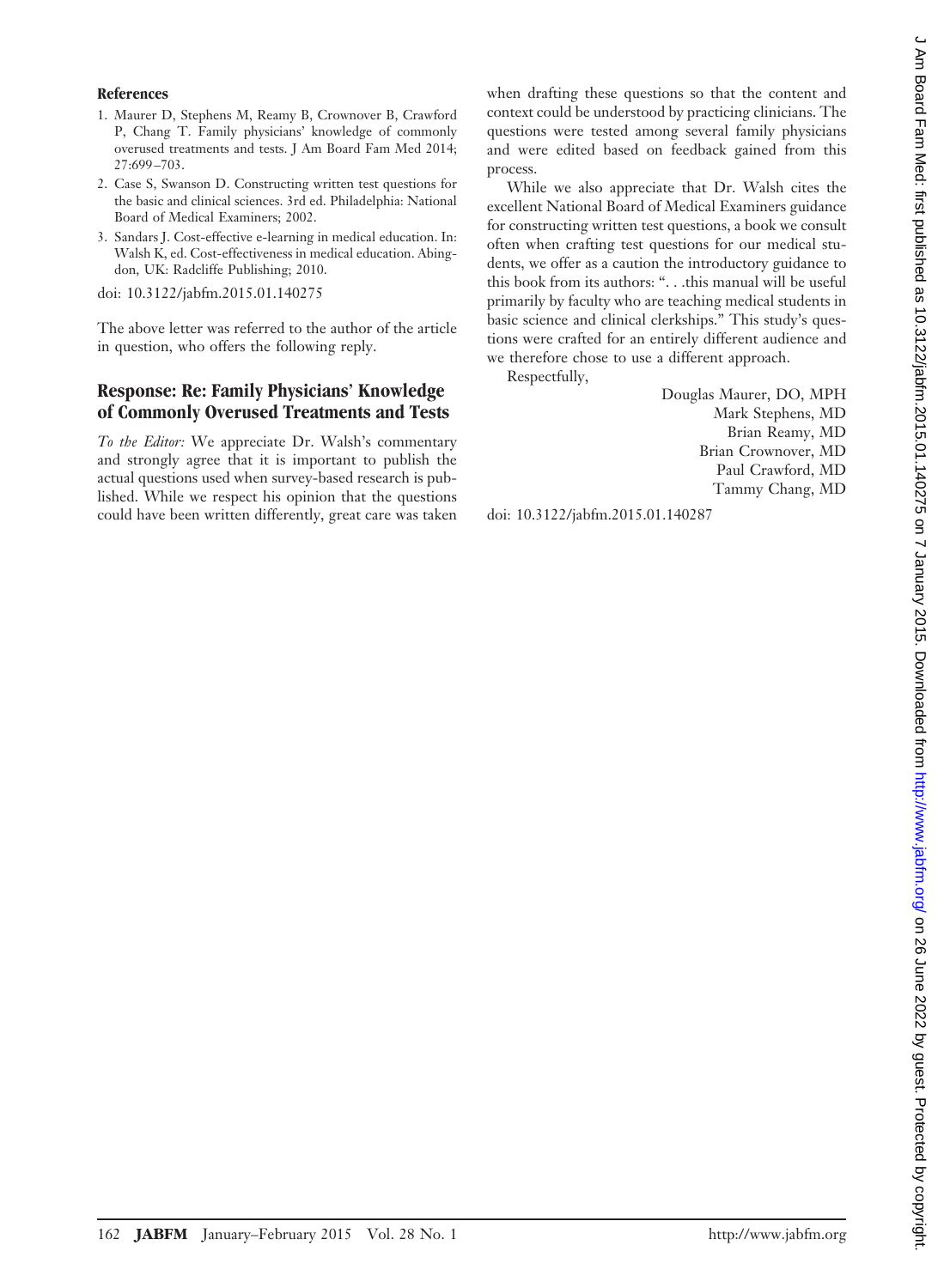## References

1. Maurer D, Stephens M, Reamy B, Crownover B, Crawford P, Chang T. Family physicians' knowledge of commonly overused treatments and tests. J Am Board Fam Med 2014; 27:699–703.
2. Case S, Swanson D. Constructing written test questions for the basic and clinical sciences. 3rd ed. Philadelphia: National Board of Medical Examiners; 2002.
3. Sandars J. Cost-effective e-learning in medical education. In: Walsh K, ed. Cost-effectiveness in medical education. Abingdon, UK: Radcliffe Publishing; 2010.

doi: 10.3122/jabfm.2015.01.140275

The above letter was referred to the author of the article in question, who offers the following reply.

## Response: Re: Family Physicians' Knowledge of Commonly Overused Treatments and Tests

*To the Editor:* We appreciate Dr. Walsh's commentary and strongly agree that it is important to publish the actual questions used when survey-based research is published. While we respect his opinion that the questions could have been written differently, great care was taken when drafting these questions so that the content and context could be understood by practicing clinicians. The questions were tested among several family physicians and were edited based on feedback gained from this process.

While we also appreciate that Dr. Walsh cites the excellent National Board of Medical Examiners guidance for constructing written test questions, a book we consult often when crafting test questions for our medical students, we offer as a caution the introductory guidance to this book from its authors: ". . .this manual will be useful primarily by faculty who are teaching medical students in basic science and clinical clerkships." This study's questions were crafted for an entirely different audience and we therefore chose to use a different approach.

Respectfully,

Douglas Maurer, DO, MPH
Mark Stephens, MD
Brian Reamy, MD
Brian Crownover, MD
Paul Crawford, MD
Tammy Chang, MD

doi: 10.3122/jabfm.2015.01.140287